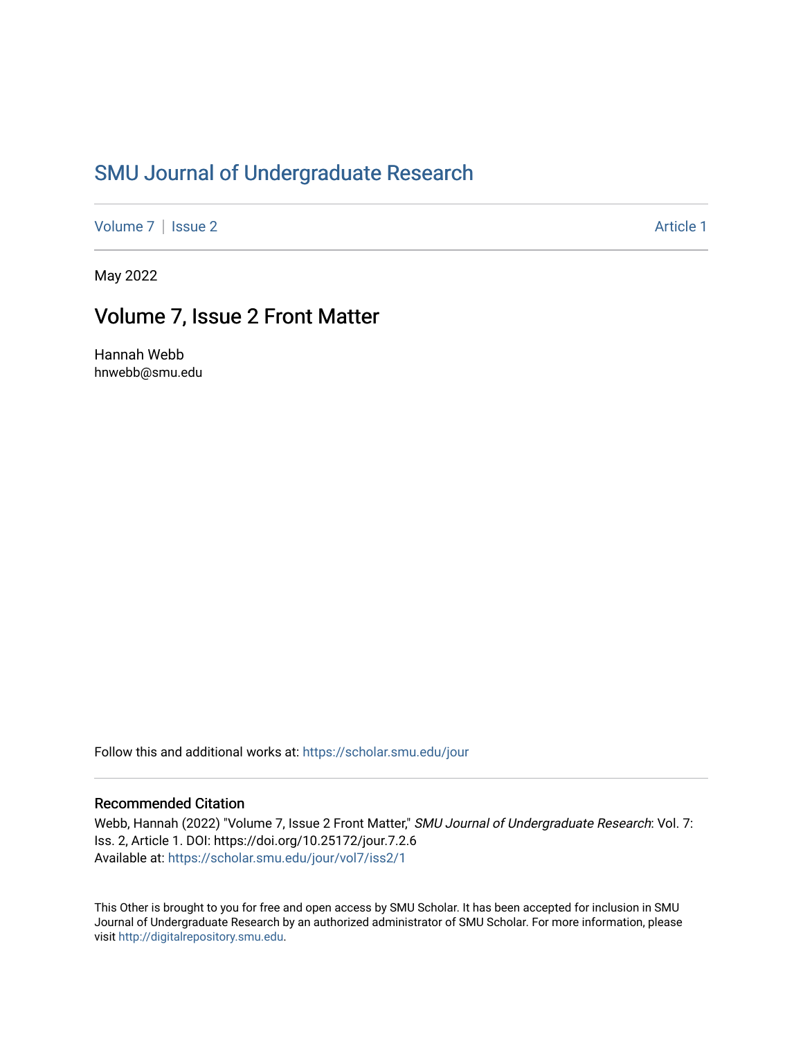# SMU Journal of Undergraduate Research

Volume 7 | Issue 2 Article 1

May 2022

## Volume 7, Issue 2 Front Matter

Hannah Webb
hnwebb@smu.edu

Follow this and additional works at: https://scholar.smu.edu/jour

### Recommended Citation

Webb, Hannah (2022) "Volume 7, Issue 2 Front Matter," *SMU Journal of Undergraduate Research*: Vol. 7: Iss. 2, Article 1. DOI: https://doi.org/10.25172/jour.7.2.6
Available at: https://scholar.smu.edu/jour/vol7/iss2/1

This Other is brought to you for free and open access by SMU Scholar. It has been accepted for inclusion in SMU Journal of Undergraduate Research by an authorized administrator of SMU Scholar. For more information, please visit http://digitalrepository.smu.edu.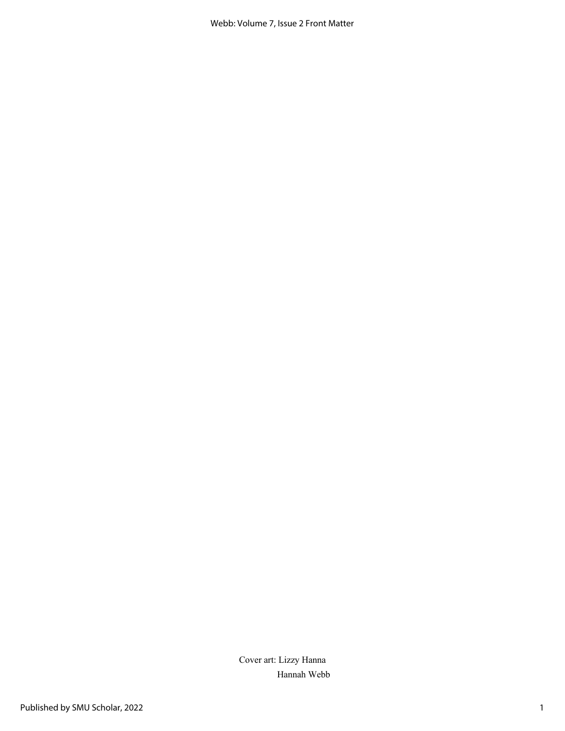Cover art: Lizzy Hanna

Hannah Webb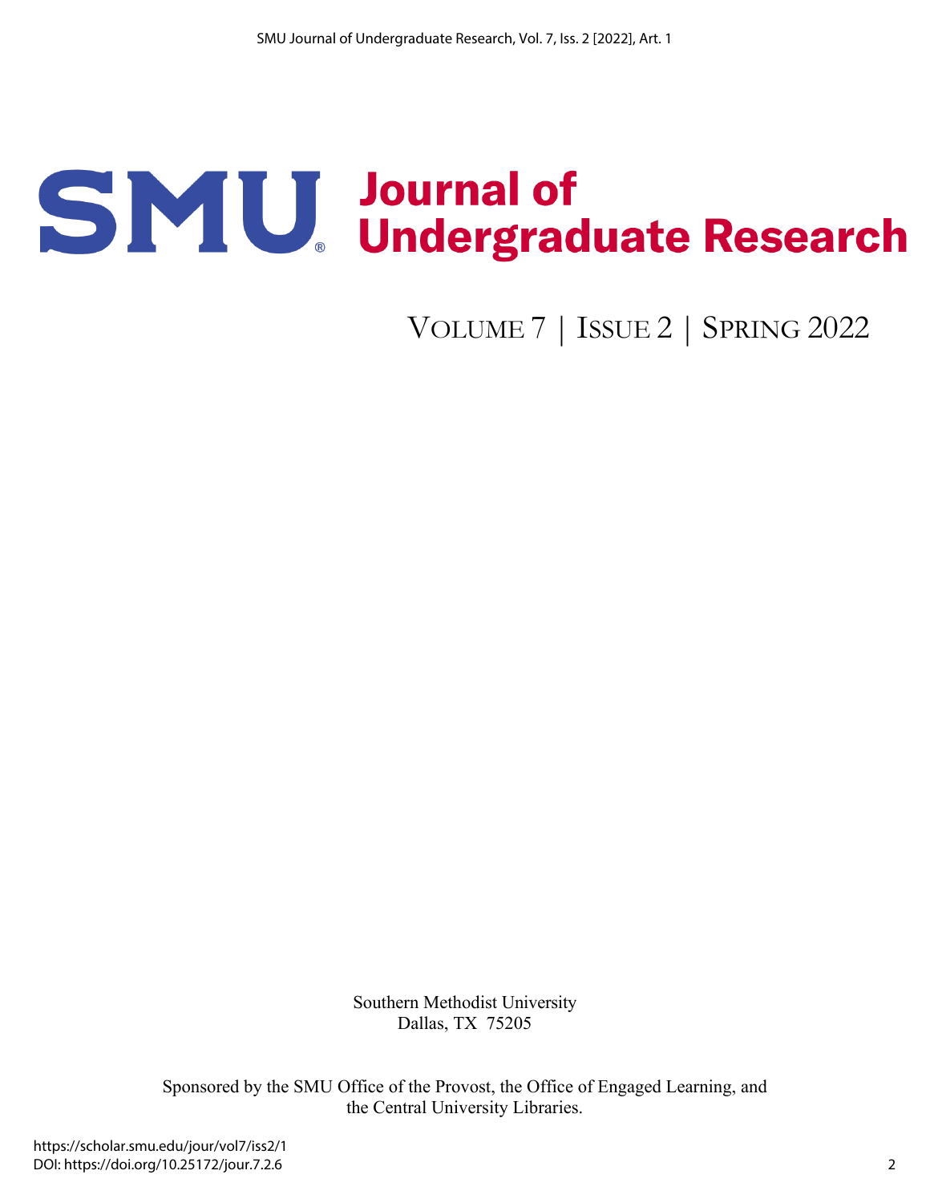# SMU Journal of Undergraduate Research

VOLUME 7 | ISSUE 2 | SPRING 2022

Southern Methodist University
Dallas, TX 75205

Sponsored by the SMU Office of the Provost, the Office of Engaged Learning, and the Central University Libraries.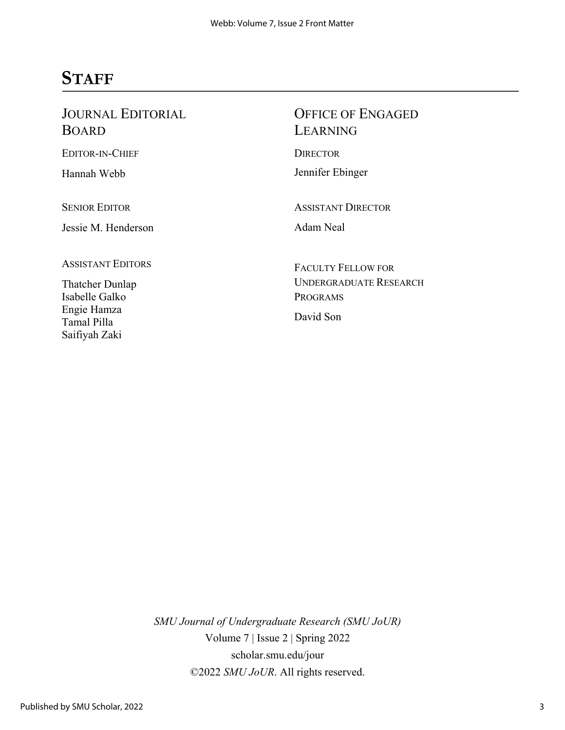# Staff

## Journal Editorial Board

### Editor-in-Chief

Hannah Webb

### Senior Editor

Jessie M. Henderson

### Assistant Editors

Thatcher Dunlap
Isabelle Galko
Engie Hamza
Tamal Pilla
Saifiyah Zaki

## Office of Engaged Learning

### Director

Jennifer Ebinger

### Assistant Director

Adam Neal

### Faculty Fellow for Undergraduate Research Programs

David Son

*SMU Journal of Undergraduate Research (SMU JoUR)*
Volume 7 | Issue 2 | Spring 2022
scholar.smu.edu/jour
©2022 *SMU JoUR*. All rights reserved.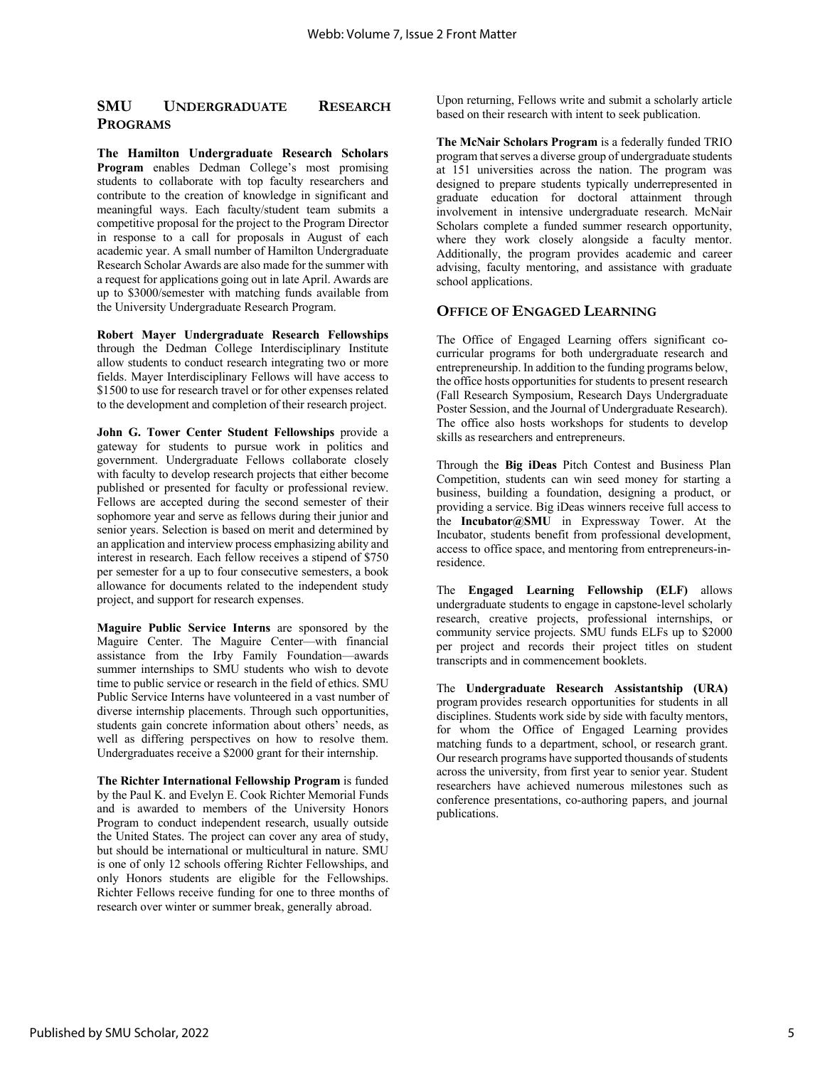## SMU Undergraduate Research Programs

**The Hamilton Undergraduate Research Scholars Program** enables Dedman College's most promising students to collaborate with top faculty researchers and contribute to the creation of knowledge in significant and meaningful ways. Each faculty/student team submits a competitive proposal for the project to the Program Director in response to a call for proposals in August of each academic year. A small number of Hamilton Undergraduate Research Scholar Awards are also made for the summer with a request for applications going out in late April. Awards are up to $3000/semester with matching funds available from the University Undergraduate Research Program.

**Robert Mayer Undergraduate Research Fellowships** through the Dedman College Interdisciplinary Institute allow students to conduct research integrating two or more fields. Mayer Interdisciplinary Fellows will have access to $1500 to use for research travel or for other expenses related to the development and completion of their research project.

**John G. Tower Center Student Fellowships** provide a gateway for students to pursue work in politics and government. Undergraduate Fellows collaborate closely with faculty to develop research projects that either become published or presented for faculty or professional review. Fellows are accepted during the second semester of their sophomore year and serve as fellows during their junior and senior years. Selection is based on merit and determined by an application and interview process emphasizing ability and interest in research. Each fellow receives a stipend of $750 per semester for a up to four consecutive semesters, a book allowance for documents related to the independent study project, and support for research expenses.

**Maguire Public Service Interns** are sponsored by the Maguire Center. The Maguire Center—with financial assistance from the Irby Family Foundation—awards summer internships to SMU students who wish to devote time to public service or research in the field of ethics. SMU Public Service Interns have volunteered in a vast number of diverse internship placements. Through such opportunities, students gain concrete information about others' needs, as well as differing perspectives on how to resolve them. Undergraduates receive a $2000 grant for their internship.

**The Richter International Fellowship Program** is funded by the Paul K. and Evelyn E. Cook Richter Memorial Funds and is awarded to members of the University Honors Program to conduct independent research, usually outside the United States. The project can cover any area of study, but should be international or multicultural in nature. SMU is one of only 12 schools offering Richter Fellowships, and only Honors students are eligible for the Fellowships. Richter Fellows receive funding for one to three months of research over winter or summer break, generally abroad. Upon returning, Fellows write and submit a scholarly article based on their research with intent to seek publication.

**The McNair Scholars Program** is a federally funded TRIO program that serves a diverse group of undergraduate students at 151 universities across the nation. The program was designed to prepare students typically underrepresented in graduate education for doctoral attainment through involvement in intensive undergraduate research. McNair Scholars complete a funded summer research opportunity, where they work closely alongside a faculty mentor. Additionally, the program provides academic and career advising, faculty mentoring, and assistance with graduate school applications.

## Office of Engaged Learning

The Office of Engaged Learning offers significant co-curricular programs for both undergraduate research and entrepreneurship. In addition to the funding programs below, the office hosts opportunities for students to present research (Fall Research Symposium, Research Days Undergraduate Poster Session, and the Journal of Undergraduate Research). The office also hosts workshops for students to develop skills as researchers and entrepreneurs.

Through the **Big iDeas** Pitch Contest and Business Plan Competition, students can win seed money for starting a business, building a foundation, designing a product, or providing a service. Big iDeas winners receive full access to the **Incubator@SMU** in Expressway Tower. At the Incubator, students benefit from professional development, access to office space, and mentoring from entrepreneurs-in-residence.

The **Engaged Learning Fellowship (ELF)** allows undergraduate students to engage in capstone-level scholarly research, creative projects, professional internships, or community service projects. SMU funds ELFs up to $2000 per project and records their project titles on student transcripts and in commencement booklets.

The **Undergraduate Research Assistantship (URA)** program provides research opportunities for students in all disciplines. Students work side by side with faculty mentors, for whom the Office of Engaged Learning provides matching funds to a department, school, or research grant. Our research programs have supported thousands of students across the university, from first year to senior year. Student researchers have achieved numerous milestones such as conference presentations, co-authoring papers, and journal publications.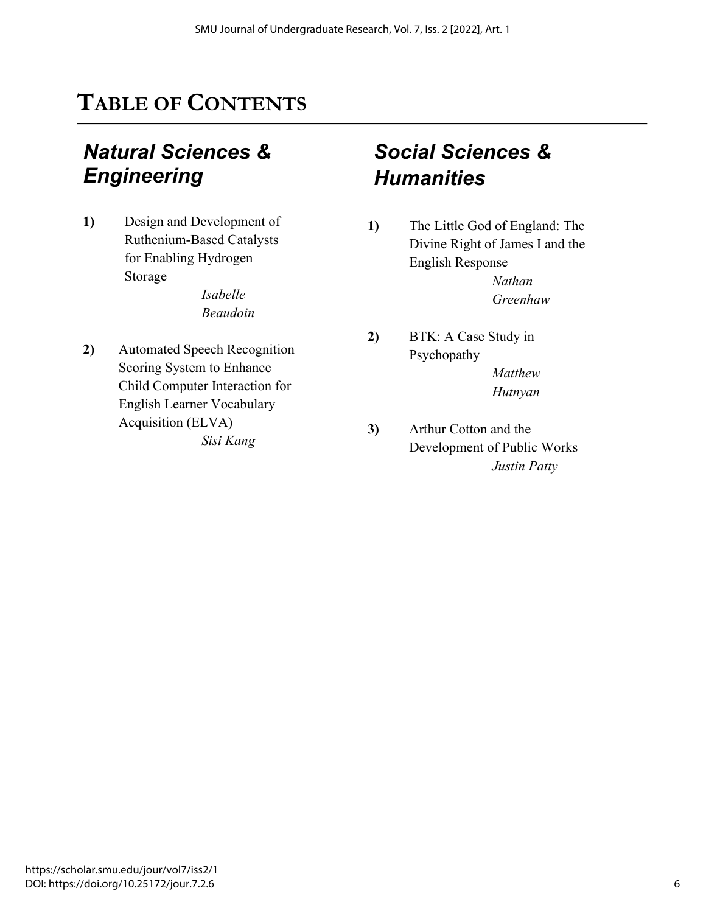# Table of Contents

## Natural Sciences & Engineering

1) Design and Development of Ruthenium-Based Catalysts for Enabling Hydrogen Storage
   *Isabelle Beaudoin*

2) Automated Speech Recognition Scoring System to Enhance Child Computer Interaction for English Learner Vocabulary Acquisition (ELVA)
   *Sisi Kang*

## Social Sciences & Humanities

1) The Little God of England: The Divine Right of James I and the English Response
   *Nathan Greenhaw*

2) BTK: A Case Study in Psychopathy
   *Matthew Hutnyan*

3) Arthur Cotton and the Development of Public Works
   *Justin Patty*